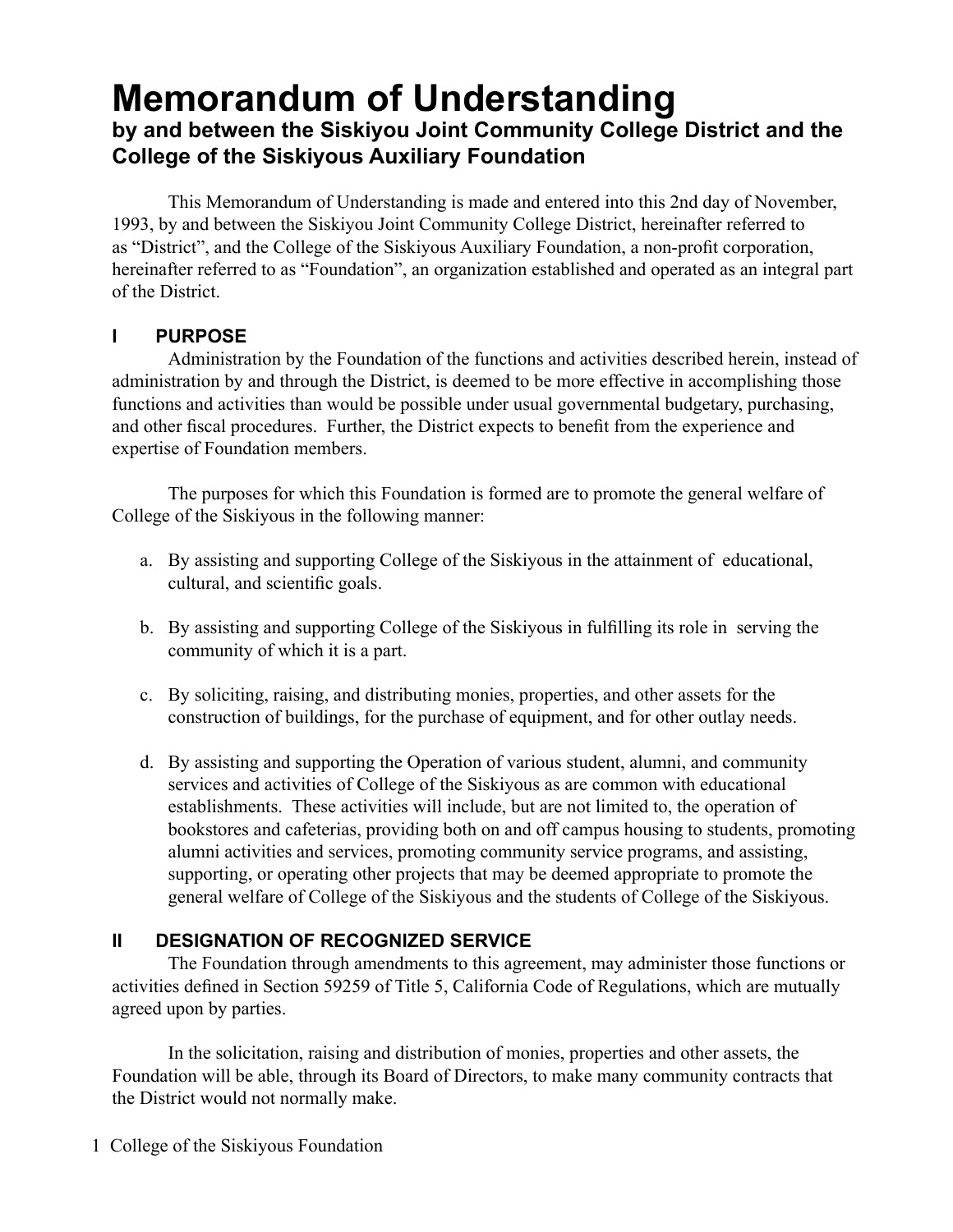# Memorandum of Understanding

## by and between the Siskiyou Joint Community College District and the College of the Siskiyous Auxiliary Foundation

This Memorandum of Understanding is made and entered into this 2nd day of November, 1993, by and between the Siskiyou Joint Community College District, hereinafter referred to as "District", and the College of the Siskiyous Auxiliary Foundation, a non-profit corporation, hereinafter referred to as "Foundation", an organization established and operated as an integral part of the District.

### I PURPOSE

Administration by the Foundation of the functions and activities described herein, instead of administration by and through the District, is deemed to be more effective in accomplishing those functions and activities than would be possible under usual governmental budgetary, purchasing, and other fiscal procedures. Further, the District expects to benefit from the experience and expertise of Foundation members.

The purposes for which this Foundation is formed are to promote the general welfare of College of the Siskiyous in the following manner:

a. By assisting and supporting College of the Siskiyous in the attainment of educational, cultural, and scientific goals.

b. By assisting and supporting College of the Siskiyous in fulfilling its role in serving the community of which it is a part.

c. By soliciting, raising, and distributing monies, properties, and other assets for the construction of buildings, for the purchase of equipment, and for other outlay needs.

d. By assisting and supporting the Operation of various student, alumni, and community services and activities of College of the Siskiyous as are common with educational establishments. These activities will include, but are not limited to, the operation of bookstores and cafeterias, providing both on and off campus housing to students, promoting alumni activities and services, promoting community service programs, and assisting, supporting, or operating other projects that may be deemed appropriate to promote the general welfare of College of the Siskiyous and the students of College of the Siskiyous.

### II DESIGNATION OF RECOGNIZED SERVICE

The Foundation through amendments to this agreement, may administer those functions or activities defined in Section 59259 of Title 5, California Code of Regulations, which are mutually agreed upon by parties.

In the solicitation, raising and distribution of monies, properties and other assets, the Foundation will be able, through its Board of Directors, to make many community contracts that the District would not normally make.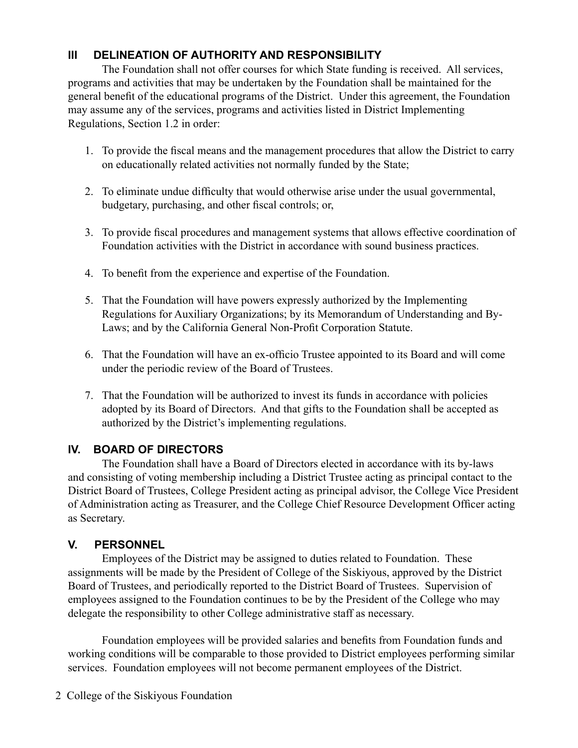## III DELINEATION OF AUTHORITY AND RESPONSIBILITY

The Foundation shall not offer courses for which State funding is received. All services, programs and activities that may be undertaken by the Foundation shall be maintained for the general benefit of the educational programs of the District. Under this agreement, the Foundation may assume any of the services, programs and activities listed in District Implementing Regulations, Section 1.2 in order:

1. To provide the fiscal means and the management procedures that allow the District to carry on educationally related activities not normally funded by the State;

2. To eliminate undue difficulty that would otherwise arise under the usual governmental, budgetary, purchasing, and other fiscal controls; or,

3. To provide fiscal procedures and management systems that allows effective coordination of Foundation activities with the District in accordance with sound business practices.

4. To benefit from the experience and expertise of the Foundation.

5. That the Foundation will have powers expressly authorized by the Implementing Regulations for Auxiliary Organizations; by its Memorandum of Understanding and By-Laws; and by the California General Non-Profit Corporation Statute.

6. That the Foundation will have an ex-officio Trustee appointed to its Board and will come under the periodic review of the Board of Trustees.

7. That the Foundation will be authorized to invest its funds in accordance with policies adopted by its Board of Directors. And that gifts to the Foundation shall be accepted as authorized by the District's implementing regulations.

## IV. BOARD OF DIRECTORS

The Foundation shall have a Board of Directors elected in accordance with its by-laws and consisting of voting membership including a District Trustee acting as principal contact to the District Board of Trustees, College President acting as principal advisor, the College Vice President of Administration acting as Treasurer, and the College Chief Resource Development Officer acting as Secretary.

## V. PERSONNEL

Employees of the District may be assigned to duties related to Foundation. These assignments will be made by the President of College of the Siskiyous, approved by the District Board of Trustees, and periodically reported to the District Board of Trustees. Supervision of employees assigned to the Foundation continues to be by the President of the College who may delegate the responsibility to other College administrative staff as necessary.

Foundation employees will be provided salaries and benefits from Foundation funds and working conditions will be comparable to those provided to District employees performing similar services. Foundation employees will not become permanent employees of the District.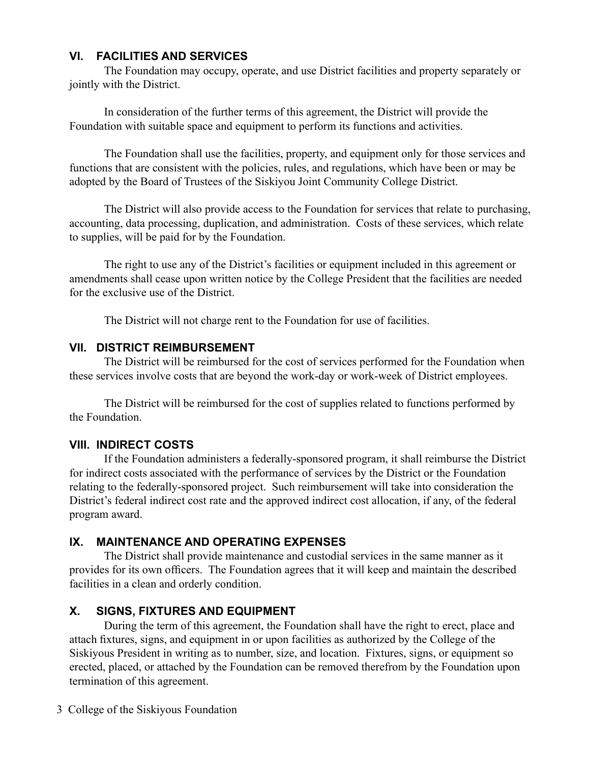## VI. FACILITIES AND SERVICES

The Foundation may occupy, operate, and use District facilities and property separately or jointly with the District.

In consideration of the further terms of this agreement, the District will provide the Foundation with suitable space and equipment to perform its functions and activities.

The Foundation shall use the facilities, property, and equipment only for those services and functions that are consistent with the policies, rules, and regulations, which have been or may be adopted by the Board of Trustees of the Siskiyou Joint Community College District.

The District will also provide access to the Foundation for services that relate to purchasing, accounting, data processing, duplication, and administration. Costs of these services, which relate to supplies, will be paid for by the Foundation.

The right to use any of the District's facilities or equipment included in this agreement or amendments shall cease upon written notice by the College President that the facilities are needed for the exclusive use of the District.

The District will not charge rent to the Foundation for use of facilities.

## VII. DISTRICT REIMBURSEMENT

The District will be reimbursed for the cost of services performed for the Foundation when these services involve costs that are beyond the work-day or work-week of District employees.

The District will be reimbursed for the cost of supplies related to functions performed by the Foundation.

## VIII. INDIRECT COSTS

If the Foundation administers a federally-sponsored program, it shall reimburse the District for indirect costs associated with the performance of services by the District or the Foundation relating to the federally-sponsored project. Such reimbursement will take into consideration the District's federal indirect cost rate and the approved indirect cost allocation, if any, of the federal program award.

## IX. MAINTENANCE AND OPERATING EXPENSES

The District shall provide maintenance and custodial services in the same manner as it provides for its own officers. The Foundation agrees that it will keep and maintain the described facilities in a clean and orderly condition.

## X. SIGNS, FIXTURES AND EQUIPMENT

During the term of this agreement, the Foundation shall have the right to erect, place and attach fixtures, signs, and equipment in or upon facilities as authorized by the College of the Siskiyous President in writing as to number, size, and location. Fixtures, signs, or equipment so erected, placed, or attached by the Foundation can be removed therefrom by the Foundation upon termination of this agreement.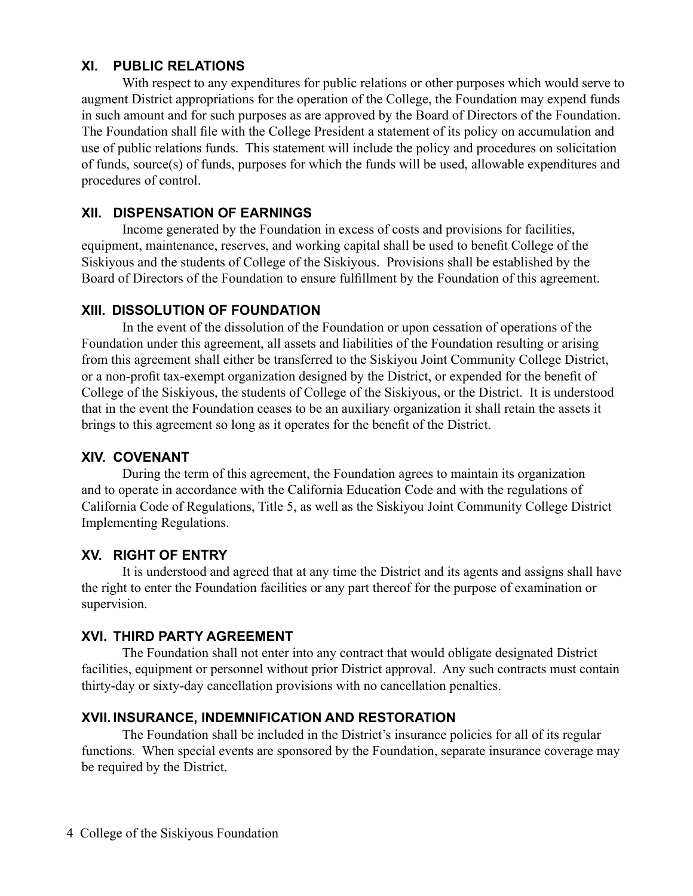## XI. PUBLIC RELATIONS

With respect to any expenditures for public relations or other purposes which would serve to augment District appropriations for the operation of the College, the Foundation may expend funds in such amount and for such purposes as are approved by the Board of Directors of the Foundation. The Foundation shall file with the College President a statement of its policy on accumulation and use of public relations funds. This statement will include the policy and procedures on solicitation of funds, source(s) of funds, purposes for which the funds will be used, allowable expenditures and procedures of control.

## XII. DISPENSATION OF EARNINGS

Income generated by the Foundation in excess of costs and provisions for facilities, equipment, maintenance, reserves, and working capital shall be used to benefit College of the Siskiyous and the students of College of the Siskiyous. Provisions shall be established by the Board of Directors of the Foundation to ensure fulfillment by the Foundation of this agreement.

## XIII. DISSOLUTION OF FOUNDATION

In the event of the dissolution of the Foundation or upon cessation of operations of the Foundation under this agreement, all assets and liabilities of the Foundation resulting or arising from this agreement shall either be transferred to the Siskiyou Joint Community College District, or a non-profit tax-exempt organization designed by the District, or expended for the benefit of College of the Siskiyous, the students of College of the Siskiyous, or the District. It is understood that in the event the Foundation ceases to be an auxiliary organization it shall retain the assets it brings to this agreement so long as it operates for the benefit of the District.

## XIV. COVENANT

During the term of this agreement, the Foundation agrees to maintain its organization and to operate in accordance with the California Education Code and with the regulations of California Code of Regulations, Title 5, as well as the Siskiyou Joint Community College District Implementing Regulations.

## XV. RIGHT OF ENTRY

It is understood and agreed that at any time the District and its agents and assigns shall have the right to enter the Foundation facilities or any part thereof for the purpose of examination or supervision.

## XVI. THIRD PARTY AGREEMENT

The Foundation shall not enter into any contract that would obligate designated District facilities, equipment or personnel without prior District approval. Any such contracts must contain thirty-day or sixty-day cancellation provisions with no cancellation penalties.

## XVII. INSURANCE, INDEMNIFICATION AND RESTORATION

The Foundation shall be included in the District's insurance policies for all of its regular functions. When special events are sponsored by the Foundation, separate insurance coverage may be required by the District.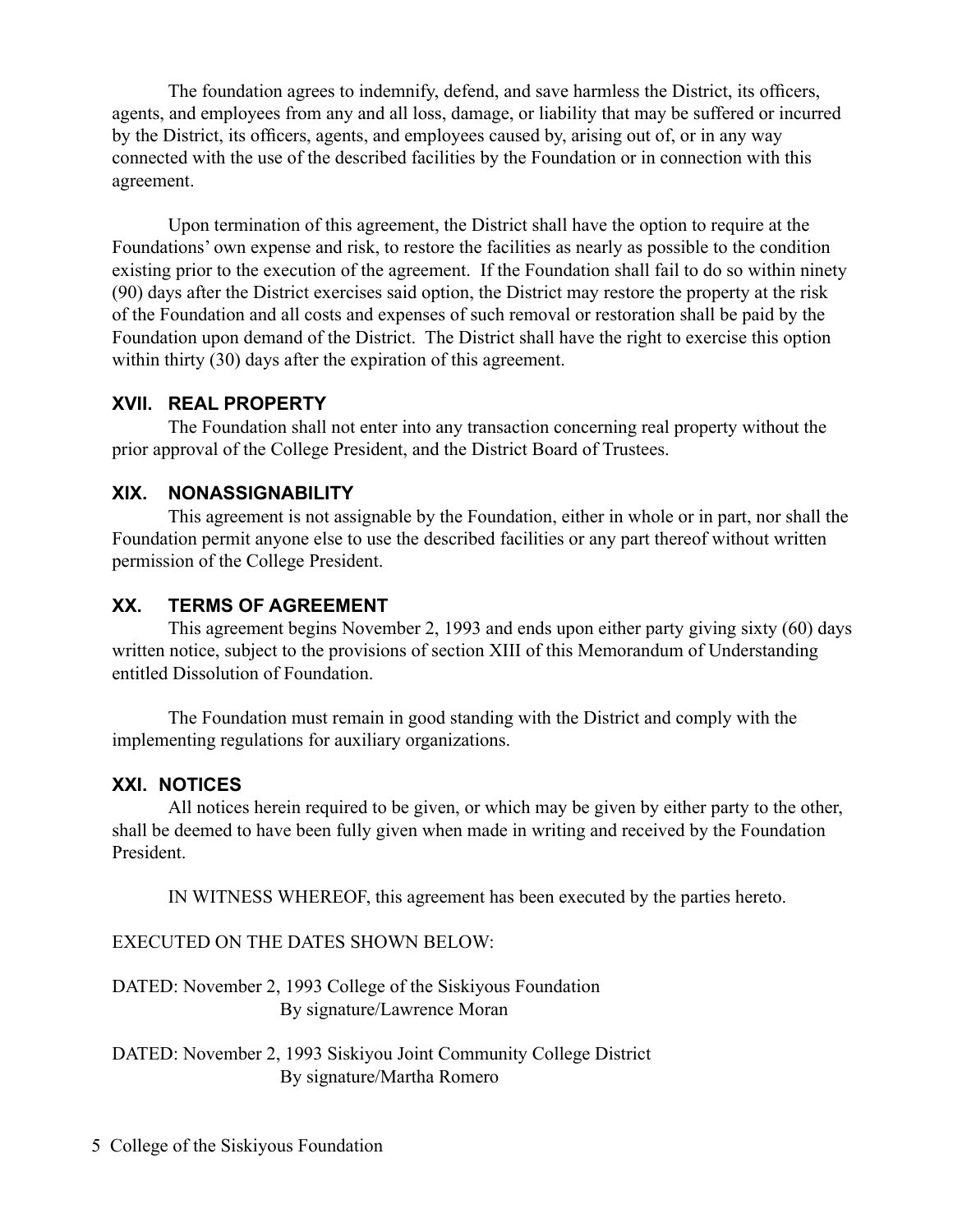The foundation agrees to indemnify, defend, and save harmless the District, its officers, agents, and employees from any and all loss, damage, or liability that may be suffered or incurred by the District, its officers, agents, and employees caused by, arising out of, or in any way connected with the use of the described facilities by the Foundation or in connection with this agreement.

Upon termination of this agreement, the District shall have the option to require at the Foundations' own expense and risk, to restore the facilities as nearly as possible to the condition existing prior to the execution of the agreement. If the Foundation shall fail to do so within ninety (90) days after the District exercises said option, the District may restore the property at the risk of the Foundation and all costs and expenses of such removal or restoration shall be paid by the Foundation upon demand of the District. The District shall have the right to exercise this option within thirty (30) days after the expiration of this agreement.

### XVII. REAL PROPERTY

The Foundation shall not enter into any transaction concerning real property without the prior approval of the College President, and the District Board of Trustees.

### XIX. NONASSIGNABILITY

This agreement is not assignable by the Foundation, either in whole or in part, nor shall the Foundation permit anyone else to use the described facilities or any part thereof without written permission of the College President.

### XX. TERMS OF AGREEMENT

This agreement begins November 2, 1993 and ends upon either party giving sixty (60) days written notice, subject to the provisions of section XIII of this Memorandum of Understanding entitled Dissolution of Foundation.

The Foundation must remain in good standing with the District and comply with the implementing regulations for auxiliary organizations.

### XXI. NOTICES

All notices herein required to be given, or which may be given by either party to the other, shall be deemed to have been fully given when made in writing and received by the Foundation President.

IN WITNESS WHEREOF, this agreement has been executed by the parties hereto.

EXECUTED ON THE DATES SHOWN BELOW:

DATED: November 2, 1993 College of the Siskiyous Foundation
By signature/Lawrence Moran

DATED: November 2, 1993 Siskiyou Joint Community College District
By signature/Martha Romero